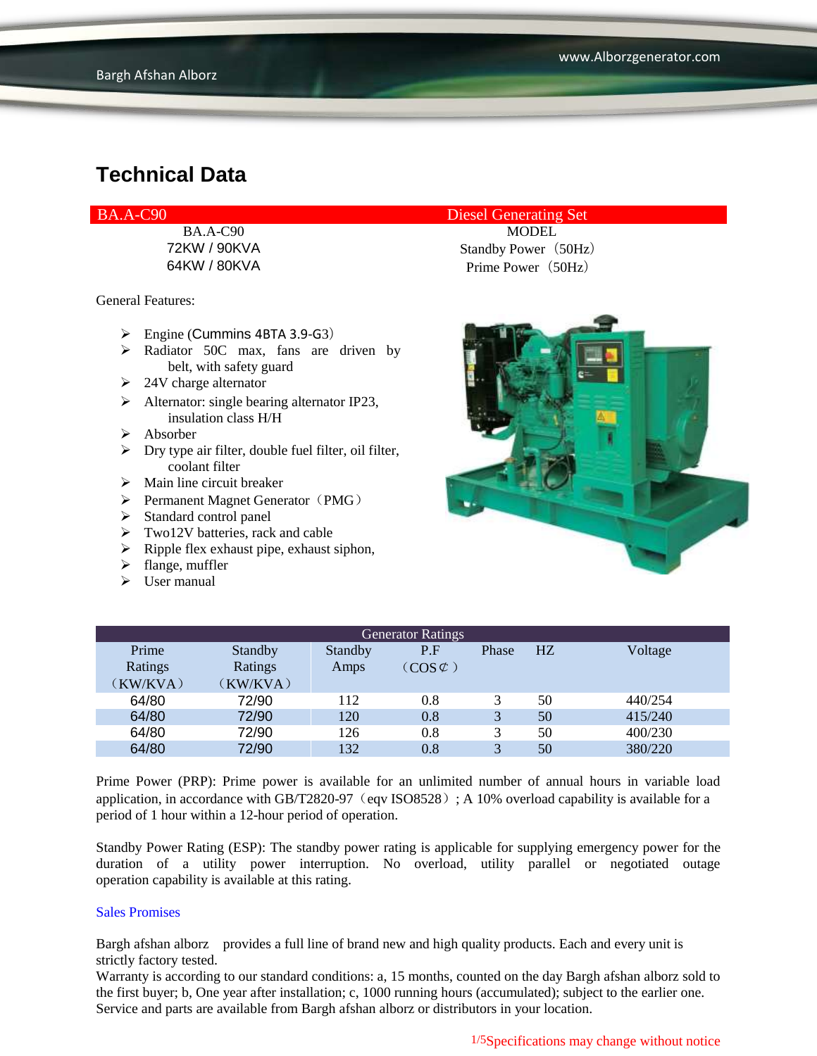# Technical Data

| BA.A-C90 | Diesel Generating Set |
|---|---|
| BA.A-C90 | MODEL |
| 72KW / 90KVA | Standby Power（50Hz） |
| 64KW / 80KVA | Prime Power（50Hz） |

General Features:

- Engine (Cummins 4BTA 3.9-G3）
- Radiator 50C max, fans are driven by belt, with safety guard
- 24V charge alternator
- Alternator: single bearing alternator IP23, insulation class H/H
- Absorber
- Dry type air filter, double fuel filter, oil filter, coolant filter
- Main line circuit breaker
- Permanent Magnet Generator（PMG）
- Standard control panel
- Two12V batteries, rack and cable
- Ripple flex exhaust pipe, exhaust siphon,
- flange, muffler
- User manual

| Generator Ratings | | | | | | |
|---|---|---|---|---|---|---|
| Prime Ratings（KW/KVA） | Standby Ratings（KW/KVA） | Standby Amps | P.F（COS¢） | Phase | HZ | Voltage |
| 64/80 | 72/90 | 112 | 0.8 | 3 | 50 | 440/254 |
| 64/80 | 72/90 | 120 | 0.8 | 3 | 50 | 415/240 |
| 64/80 | 72/90 | 126 | 0.8 | 3 | 50 | 400/230 |
| 64/80 | 72/90 | 132 | 0.8 | 3 | 50 | 380/220 |

Prime Power (PRP): Prime power is available for an unlimited number of annual hours in variable load application, in accordance with GB/T2820-97（eqv ISO8528）; A 10% overload capability is available for a period of 1 hour within a 12-hour period of operation.

Standby Power Rating (ESP): The standby power rating is applicable for supplying emergency power for the duration of a utility power interruption. No overload, utility parallel or negotiated outage operation capability is available at this rating.

Sales Promises

Bargh afshan alborz provides a full line of brand new and high quality products. Each and every unit is strictly factory tested.
Warranty is according to our standard conditions: a, 15 months, counted on the day Bargh afshan alborz sold to the first buyer; b, One year after installation; c, 1000 running hours (accumulated); subject to the earlier one.
Service and parts are available from Bargh afshan alborz or distributors in your location.

Specifications may change without notice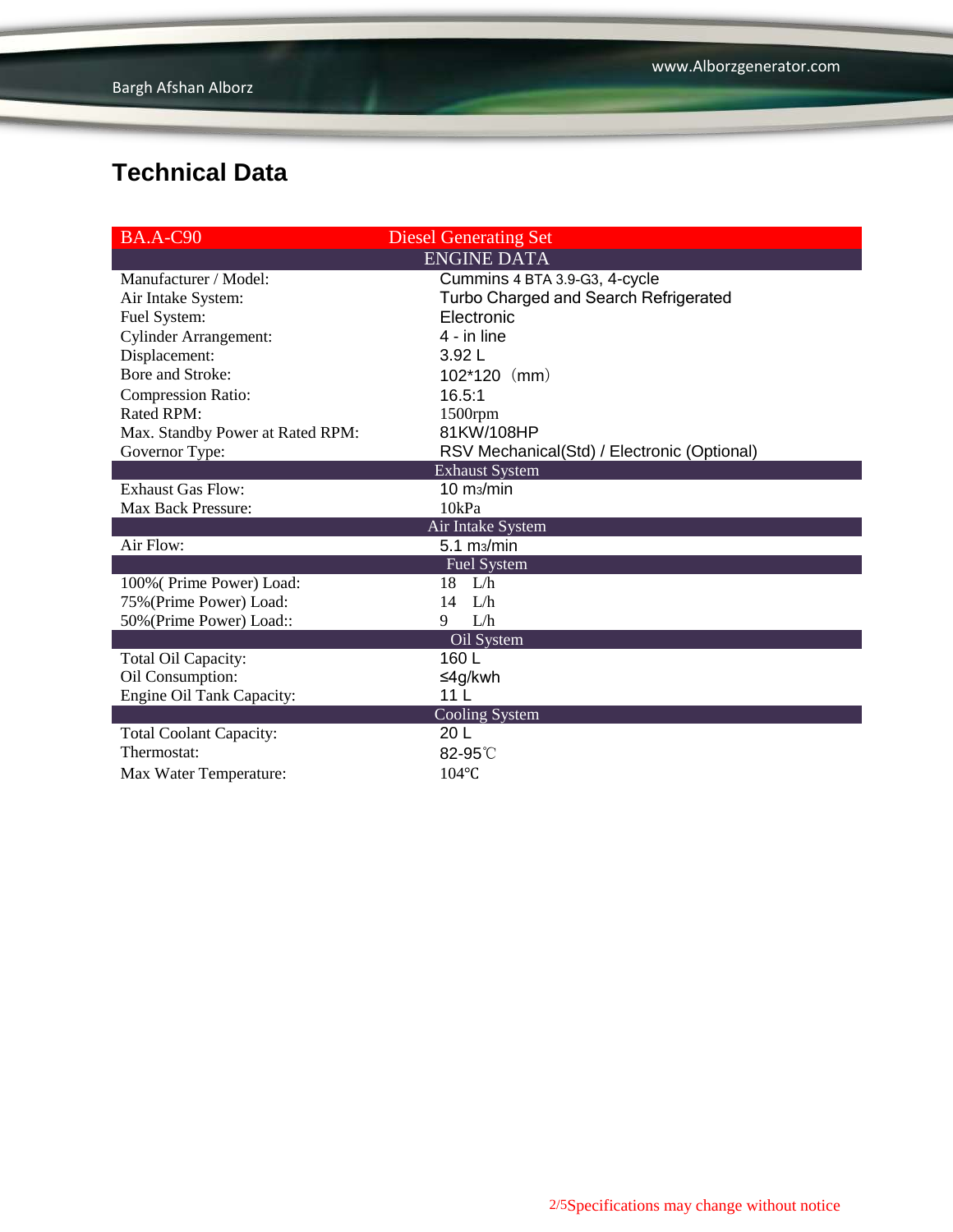## Technical Data

| BA.A-C90 | Diesel Generating Set |
|---|---|
| ENGINE DATA | |
| Manufacturer / Model: | Cummins 4 BTA 3.9-G3, 4-cycle |
| Air Intake System: | Turbo Charged and Search Refrigerated |
| Fuel System: | Electronic |
| Cylinder Arrangement: | 4 - in line |
| Displacement: | 3.92 L |
| Bore and Stroke: | 102*120（mm） |
| Compression Ratio: | 16.5:1 |
| Rated RPM: | 1500rpm |
| Max. Standby Power at Rated RPM: | 81KW/108HP |
| Governor Type: | RSV Mechanical(Std) / Electronic (Optional) |
| Exhaust System | |
| Exhaust Gas Flow: | 10 $m^3$/min |
| Max Back Pressure: | 10kPa |
| Air Intake System | |
| Air Flow: | 5.1 $m^3$/min |
| Fuel System | |
| 100%( Prime Power) Load: | 18 L/h |
| 75%(Prime Power) Load: | 14 L/h |
| 50%(Prime Power) Load:: | 9 L/h |
| Oil System | |
| Total Oil Capacity: | 160 L |
| Oil Consumption: | ≤4g/kwh |
| Engine Oil Tank Capacity: | 11 L |
| Cooling System | |
| Total Coolant Capacity: | 20 L |
| Thermostat: | 82-95℃ |
| Max Water Temperature: | 104℃ |

Specifications may change without notice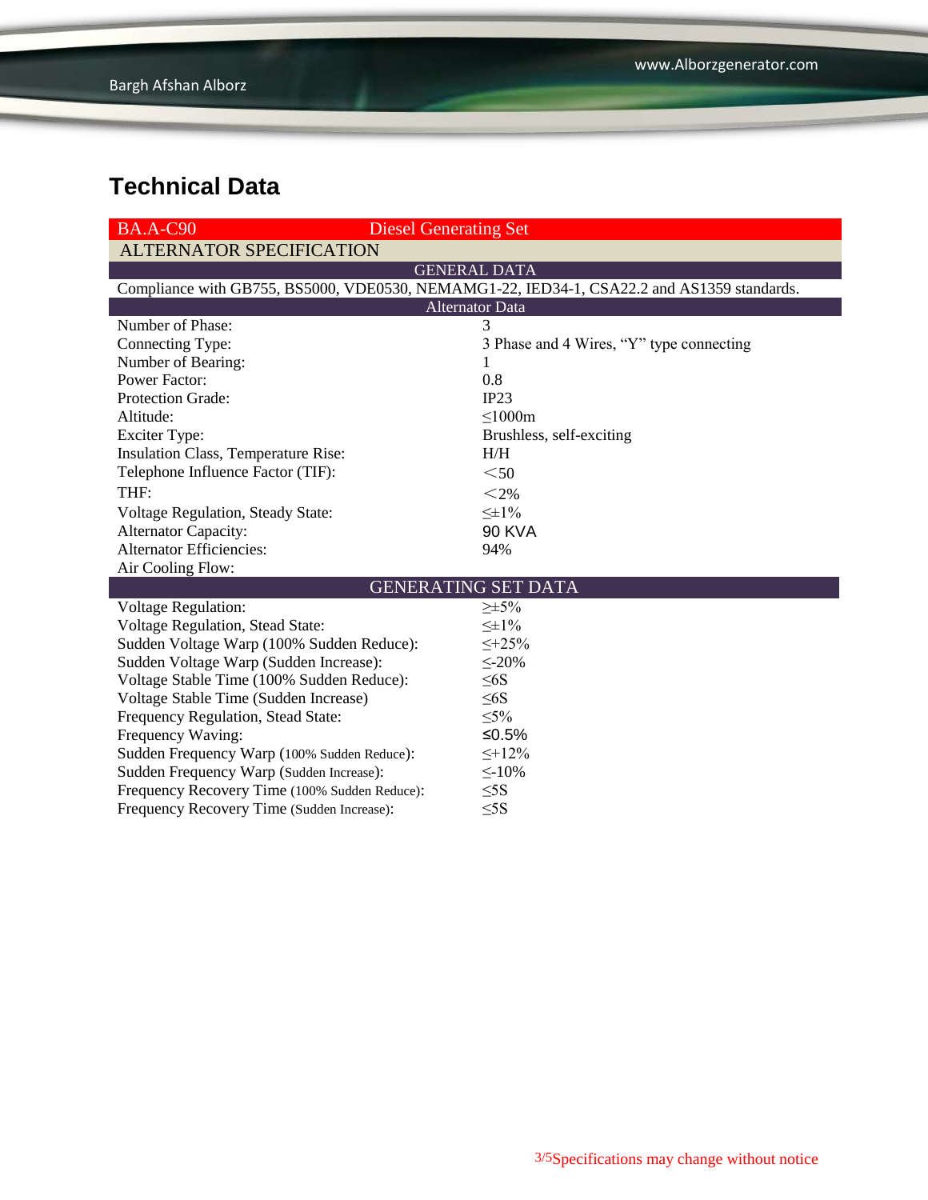# Technical Data

| BA.A-C90 | Diesel Generating Set |
|---|---|
| **ALTERNATOR SPECIFICATION** | |
| **GENERAL DATA** | |
| Compliance with GB755, BS5000, VDE0530, NEMAMG1-22, IED34-1, CSA22.2 and AS1359 standards. | |
| **Alternator Data** | |
| Number of Phase: | 3 |
| Connecting Type: | 3 Phase and 4 Wires, “Y” type connecting |
| Number of Bearing: | 1 |
| Power Factor: | 0.8 |
| Protection Grade: | IP23 |
| Altitude: | ≤1000m |
| Exciter Type: | Brushless, self-exciting |
| Insulation Class, Temperature Rise: | H/H |
| Telephone Influence Factor (TIF): | ＜50 |
| THF: | ＜2% |
| Voltage Regulation, Steady State: | ≤±1% |
| Alternator Capacity: | 90 KVA |
| Alternator Efficiencies: | 94% |
| Air Cooling Flow: | |
| **GENERATING SET DATA** | |
| Voltage Regulation: | ≥±5% |
| Voltage Regulation, Stead State: | ≤±1% |
| Sudden Voltage Warp (100% Sudden Reduce): | ≤+25% |
| Sudden Voltage Warp (Sudden Increase): | ≤-20% |
| Voltage Stable Time (100% Sudden Reduce): | ≤6S |
| Voltage Stable Time (Sudden Increase) | ≤6S |
| Frequency Regulation, Stead State: | ≤5% |
| Frequency Waving: | ≤0.5% |
| Sudden Frequency Warp (100% Sudden Reduce): | ≤+12% |
| Sudden Frequency Warp (Sudden Increase): | ≤-10% |
| Frequency Recovery Time (100% Sudden Reduce): | ≤5S |
| Frequency Recovery Time (Sudden Increase): | ≤5S |

Specifications may change without notice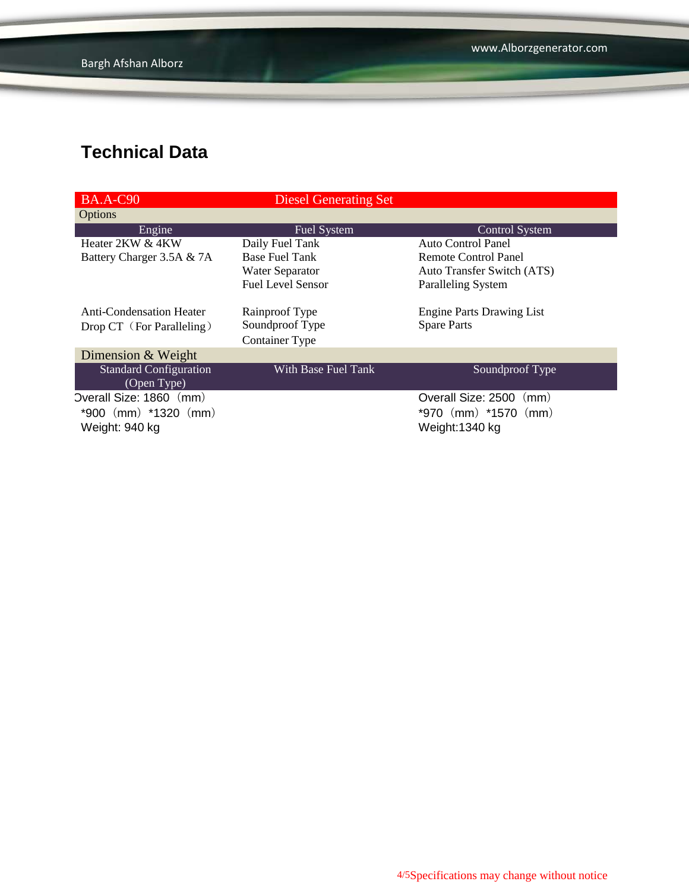## Technical Data

| BA.A-C90 | Diesel Generating Set | |
|---|---|---|
| Options | | |
| Engine | Fuel System | Control System |
| Heater 2KW & 4KW<br>Battery Charger 3.5A & 7A | Daily Fuel Tank<br>Base Fuel Tank<br>Water Separator<br>Fuel Level Sensor | Auto Control Panel<br>Remote Control Panel<br>Auto Transfer Switch (ATS)<br>Paralleling System |
| Anti-Condensation Heater<br>Drop CT（For Paralleling） | Rainproof Type<br>Soundproof Type<br>Container Type | Engine Parts Drawing List<br>Spare Parts |
| Dimension & Weight | | |
| Standard Configuration (Open Type) | With Base Fuel Tank | Soundproof Type |
| Overall Size: 1860（mm）*900（mm）*1320（mm）<br>Weight: 940 kg | | Overall Size: 2500（mm）*970（mm）*1570（mm）<br>Weight:1340 kg |

Specifications may change without notice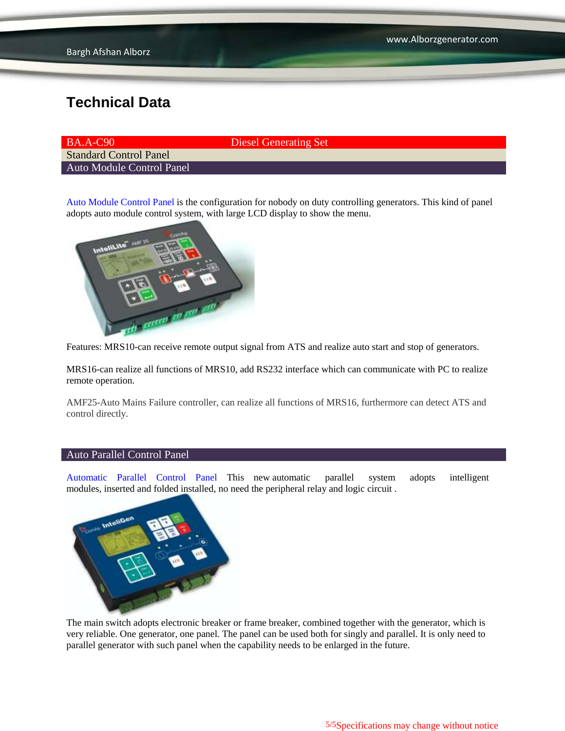# Technical Data

| | |
|---|---|
| BA.A-C90 | Diesel Generating Set |
| Standard Control Panel | |
| Auto Module Control Panel | |

Auto Module Control Panel is the configuration for nobody on duty controlling generators. This kind of panel adopts auto module control system, with large LCD display to show the menu.

Features: MRS10-can receive remote output signal from ATS and realize auto start and stop of generators.

MRS16-can realize all functions of MRS10, add RS232 interface which can communicate with PC to realize remote operation.

AMF25-Auto Mains Failure controller, can realize all functions of MRS16, furthermore can detect ATS and control directly.

## Auto Parallel Control Panel

Automatic Parallel Control Panel This new automatic parallel system adopts intelligent modules, inserted and folded installed, no need the peripheral relay and logic circuit .

The main switch adopts electronic breaker or frame breaker, combined together with the generator, which is very reliable. One generator, one panel. The panel can be used both for singly and parallel. It is only need to parallel generator with such panel when the capability needs to be enlarged in the future.

Specifications may change without notice